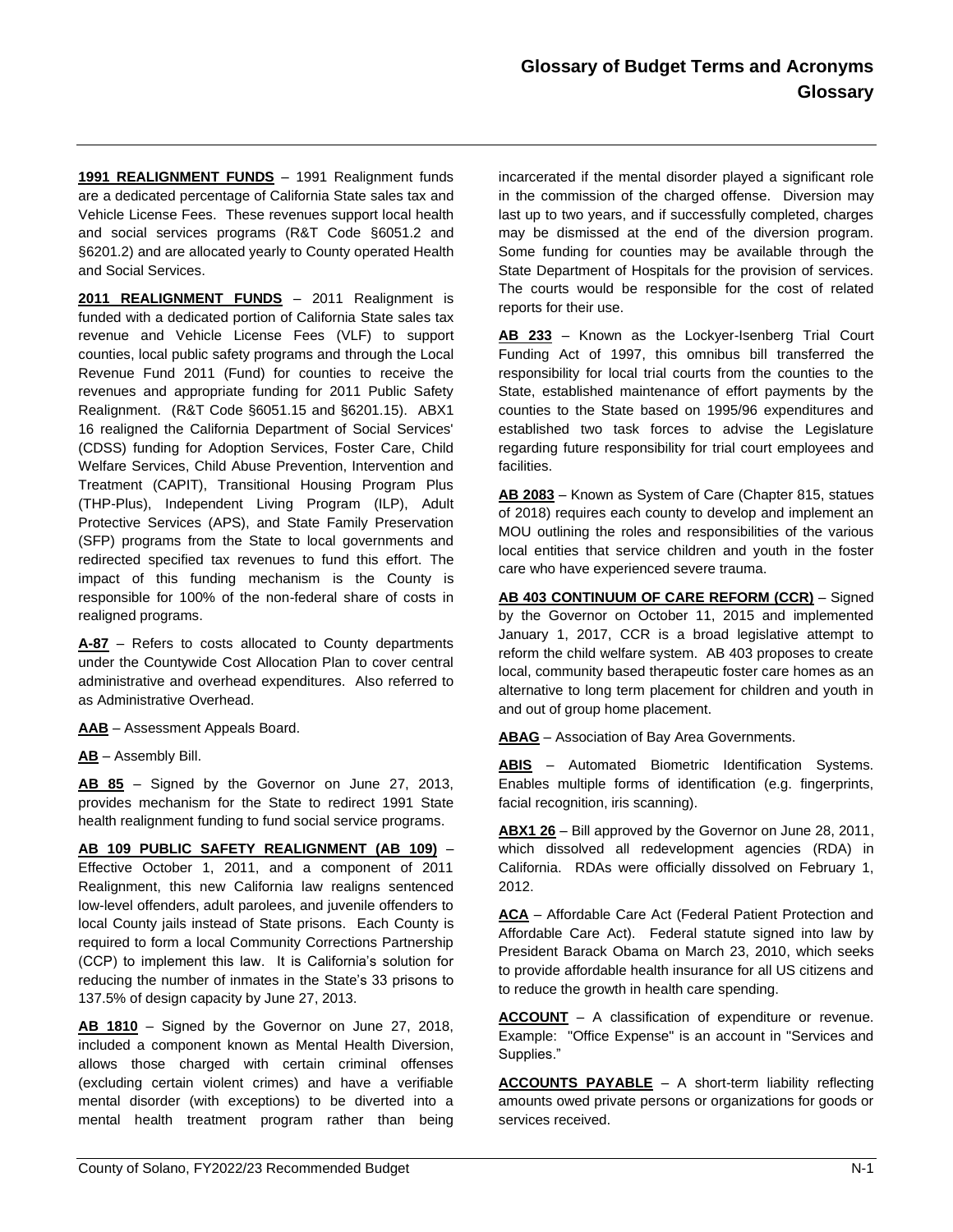# Glossary of Budget Terms and Acronyms
## Glossary

**1991 REALIGNMENT FUNDS** – 1991 Realignment funds are a dedicated percentage of California State sales tax and Vehicle License Fees. These revenues support local health and social services programs (R&T Code §6051.2 and §6201.2) and are allocated yearly to County operated Health and Social Services.

**2011 REALIGNMENT FUNDS** – 2011 Realignment is funded with a dedicated portion of California State sales tax revenue and Vehicle License Fees (VLF) to support counties, local public safety programs and through the Local Revenue Fund 2011 (Fund) for counties to receive the revenues and appropriate funding for 2011 Public Safety Realignment. (R&T Code §6051.15 and §6201.15). ABX1 16 realigned the California Department of Social Services' (CDSS) funding for Adoption Services, Foster Care, Child Welfare Services, Child Abuse Prevention, Intervention and Treatment (CAPIT), Transitional Housing Program Plus (THP-Plus), Independent Living Program (ILP), Adult Protective Services (APS), and State Family Preservation (SFP) programs from the State to local governments and redirected specified tax revenues to fund this effort. The impact of this funding mechanism is the County is responsible for 100% of the non-federal share of costs in realigned programs.

**A-87** – Refers to costs allocated to County departments under the Countywide Cost Allocation Plan to cover central administrative and overhead expenditures. Also referred to as Administrative Overhead.

**AAB** – Assessment Appeals Board.

**AB** – Assembly Bill.

**AB 85** – Signed by the Governor on June 27, 2013, provides mechanism for the State to redirect 1991 State health realignment funding to fund social service programs.

**AB 109 PUBLIC SAFETY REALIGNMENT (AB 109)** – Effective October 1, 2011, and a component of 2011 Realignment, this new California law realigns sentenced low-level offenders, adult parolees, and juvenile offenders to local County jails instead of State prisons. Each County is required to form a local Community Corrections Partnership (CCP) to implement this law. It is California's solution for reducing the number of inmates in the State's 33 prisons to 137.5% of design capacity by June 27, 2013.

**AB 1810** – Signed by the Governor on June 27, 2018, included a component known as Mental Health Diversion, allows those charged with certain criminal offenses (excluding certain violent crimes) and have a verifiable mental disorder (with exceptions) to be diverted into a mental health treatment program rather than being incarcerated if the mental disorder played a significant role in the commission of the charged offense. Diversion may last up to two years, and if successfully completed, charges may be dismissed at the end of the diversion program. Some funding for counties may be available through the State Department of Hospitals for the provision of services. The courts would be responsible for the cost of related reports for their use.

**AB 233** – Known as the Lockyer-Isenberg Trial Court Funding Act of 1997, this omnibus bill transferred the responsibility for local trial courts from the counties to the State, established maintenance of effort payments by the counties to the State based on 1995/96 expenditures and established two task forces to advise the Legislature regarding future responsibility for trial court employees and facilities.

**AB 2083** – Known as System of Care (Chapter 815, statues of 2018) requires each county to develop and implement an MOU outlining the roles and responsibilities of the various local entities that service children and youth in the foster care who have experienced severe trauma.

**AB 403 CONTINUUM OF CARE REFORM (CCR)** – Signed by the Governor on October 11, 2015 and implemented January 1, 2017, CCR is a broad legislative attempt to reform the child welfare system. AB 403 proposes to create local, community based therapeutic foster care homes as an alternative to long term placement for children and youth in and out of group home placement.

**ABAG** – Association of Bay Area Governments.

**ABIS** – Automated Biometric Identification Systems. Enables multiple forms of identification (e.g. fingerprints, facial recognition, iris scanning).

**ABX1 26** – Bill approved by the Governor on June 28, 2011, which dissolved all redevelopment agencies (RDA) in California. RDAs were officially dissolved on February 1, 2012.

**ACA** – Affordable Care Act (Federal Patient Protection and Affordable Care Act). Federal statute signed into law by President Barack Obama on March 23, 2010, which seeks to provide affordable health insurance for all US citizens and to reduce the growth in health care spending.

**ACCOUNT** – A classification of expenditure or revenue. Example: "Office Expense" is an account in "Services and Supplies."

**ACCOUNTS PAYABLE** – A short-term liability reflecting amounts owed private persons or organizations for goods or services received.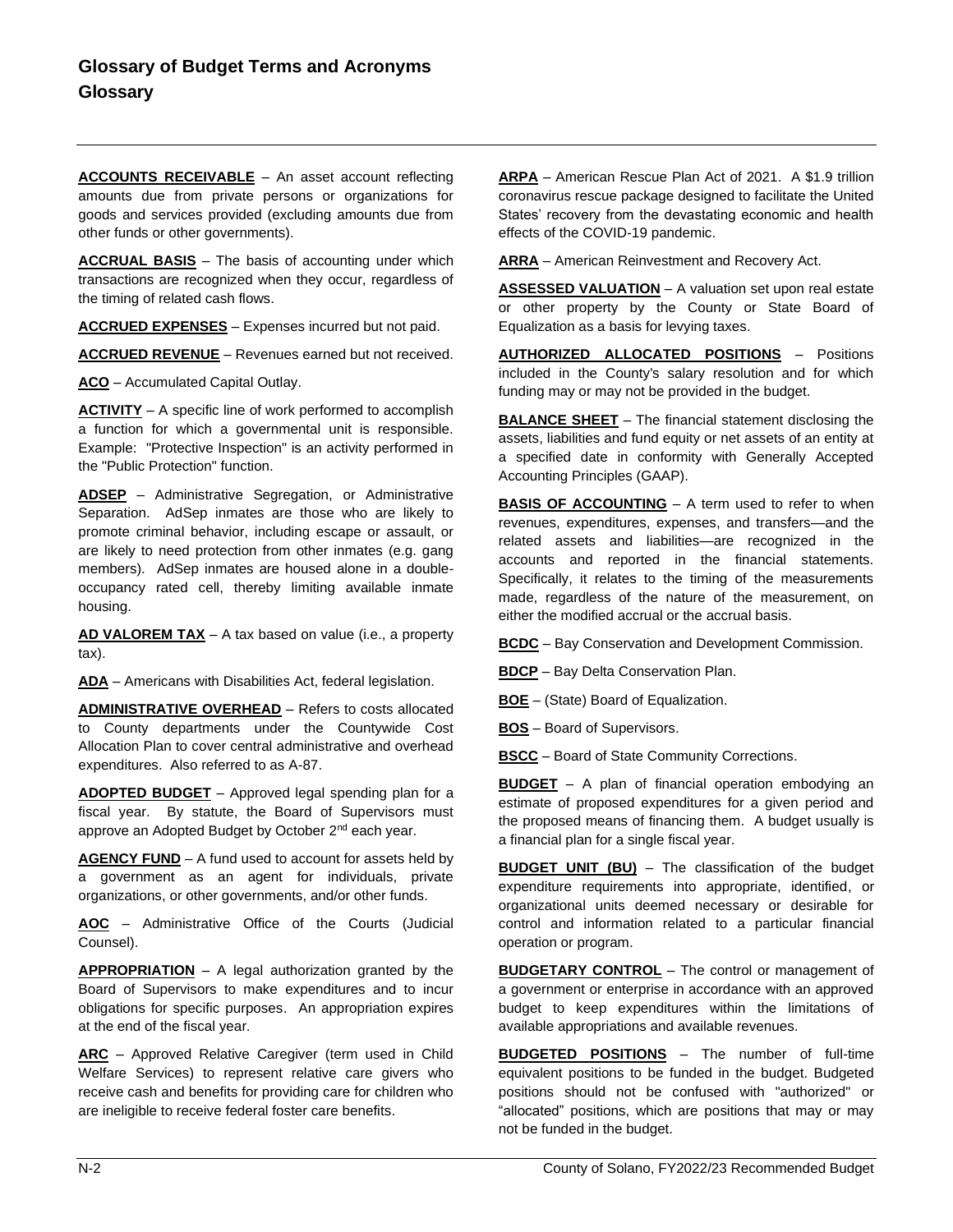# Glossary of Budget Terms and Acronyms

## Glossary

**ACCOUNTS RECEIVABLE** – An asset account reflecting amounts due from private persons or organizations for goods and services provided (excluding amounts due from other funds or other governments).

**ACCRUAL BASIS** – The basis of accounting under which transactions are recognized when they occur, regardless of the timing of related cash flows.

**ACCRUED EXPENSES** – Expenses incurred but not paid.

**ACCRUED REVENUE** – Revenues earned but not received.

**ACO** – Accumulated Capital Outlay.

**ACTIVITY** – A specific line of work performed to accomplish a function for which a governmental unit is responsible. Example: "Protective Inspection" is an activity performed in the "Public Protection" function.

**ADSEP** – Administrative Segregation, or Administrative Separation. AdSep inmates are those who are likely to promote criminal behavior, including escape or assault, or are likely to need protection from other inmates (e.g. gang members). AdSep inmates are housed alone in a double-occupancy rated cell, thereby limiting available inmate housing.

**AD VALOREM TAX** – A tax based on value (i.e., a property tax).

**ADA** – Americans with Disabilities Act, federal legislation.

**ADMINISTRATIVE OVERHEAD** – Refers to costs allocated to County departments under the Countywide Cost Allocation Plan to cover central administrative and overhead expenditures. Also referred to as A-87.

**ADOPTED BUDGET** – Approved legal spending plan for a fiscal year. By statute, the Board of Supervisors must approve an Adopted Budget by October 2nd each year.

**AGENCY FUND** – A fund used to account for assets held by a government as an agent for individuals, private organizations, or other governments, and/or other funds.

**AOC** – Administrative Office of the Courts (Judicial Counsel).

**APPROPRIATION** – A legal authorization granted by the Board of Supervisors to make expenditures and to incur obligations for specific purposes. An appropriation expires at the end of the fiscal year.

**ARC** – Approved Relative Caregiver (term used in Child Welfare Services) to represent relative care givers who receive cash and benefits for providing care for children who are ineligible to receive federal foster care benefits.

**ARPA** – American Rescue Plan Act of 2021. A $1.9 trillion coronavirus rescue package designed to facilitate the United States' recovery from the devastating economic and health effects of the COVID-19 pandemic.

**ARRA** – American Reinvestment and Recovery Act.

**ASSESSED VALUATION** – A valuation set upon real estate or other property by the County or State Board of Equalization as a basis for levying taxes.

**AUTHORIZED ALLOCATED POSITIONS** – Positions included in the County's salary resolution and for which funding may or may not be provided in the budget.

**BALANCE SHEET** – The financial statement disclosing the assets, liabilities and fund equity or net assets of an entity at a specified date in conformity with Generally Accepted Accounting Principles (GAAP).

**BASIS OF ACCOUNTING** – A term used to refer to when revenues, expenditures, expenses, and transfers—and the related assets and liabilities—are recognized in the accounts and reported in the financial statements. Specifically, it relates to the timing of the measurements made, regardless of the nature of the measurement, on either the modified accrual or the accrual basis.

**BCDC** – Bay Conservation and Development Commission.

**BDCP** – Bay Delta Conservation Plan.

**BOE** – (State) Board of Equalization.

**BOS** – Board of Supervisors.

**BSCC** – Board of State Community Corrections.

**BUDGET** – A plan of financial operation embodying an estimate of proposed expenditures for a given period and the proposed means of financing them. A budget usually is a financial plan for a single fiscal year.

**BUDGET UNIT (BU)** – The classification of the budget expenditure requirements into appropriate, identified, or organizational units deemed necessary or desirable for control and information related to a particular financial operation or program.

**BUDGETARY CONTROL** – The control or management of a government or enterprise in accordance with an approved budget to keep expenditures within the limitations of available appropriations and available revenues.

**BUDGETED POSITIONS** – The number of full-time equivalent positions to be funded in the budget. Budgeted positions should not be confused with "authorized" or "allocated" positions, which are positions that may or may not be funded in the budget.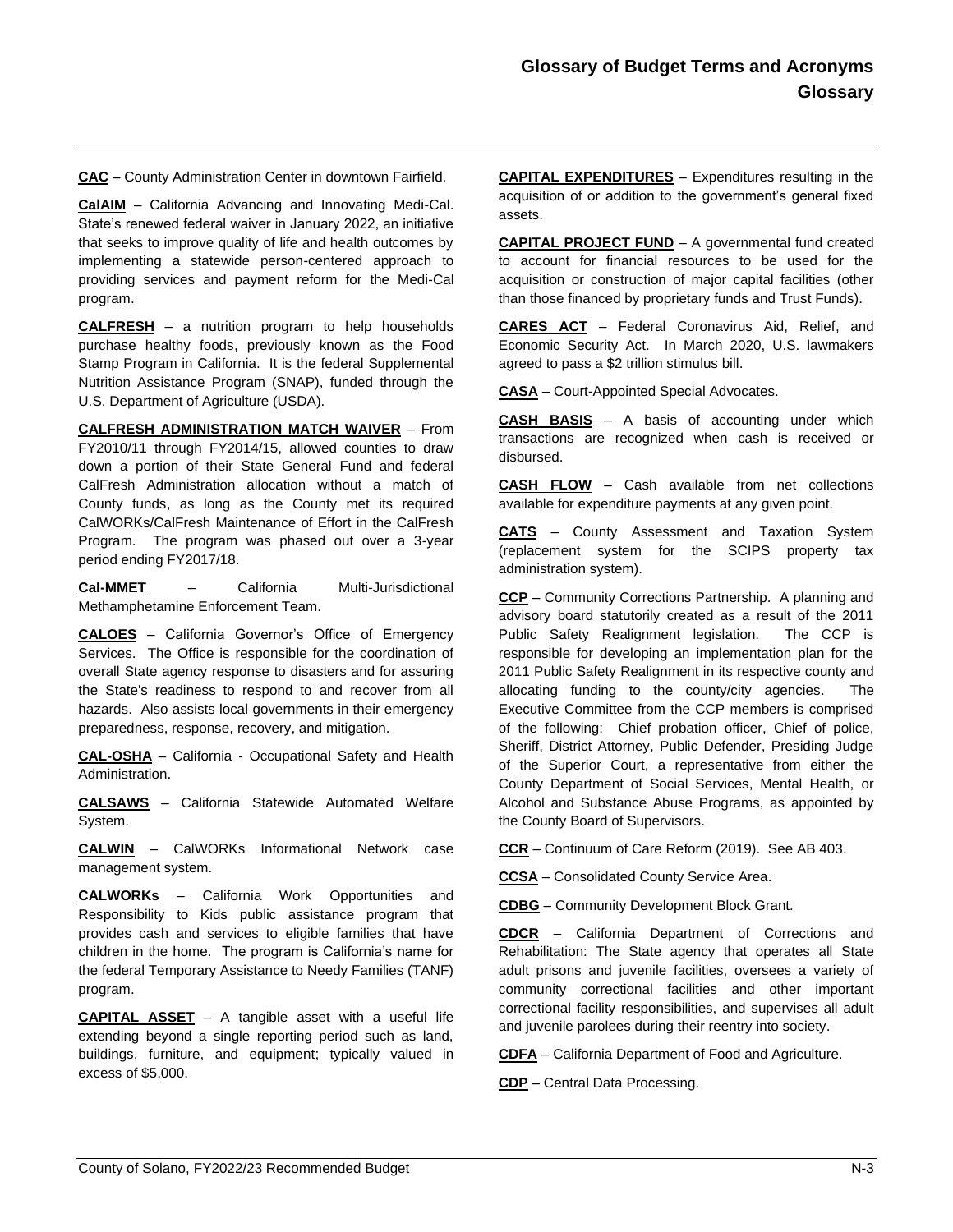**CAC** – County Administration Center in downtown Fairfield.

**CalAIM** – California Advancing and Innovating Medi-Cal. State's renewed federal waiver in January 2022, an initiative that seeks to improve quality of life and health outcomes by implementing a statewide person-centered approach to providing services and payment reform for the Medi-Cal program.

**CALFRESH** – a nutrition program to help households purchase healthy foods, previously known as the Food Stamp Program in California. It is the federal Supplemental Nutrition Assistance Program (SNAP), funded through the U.S. Department of Agriculture (USDA).

**CALFRESH ADMINISTRATION MATCH WAIVER** – From FY2010/11 through FY2014/15, allowed counties to draw down a portion of their State General Fund and federal CalFresh Administration allocation without a match of County funds, as long as the County met its required CalWORKs/CalFresh Maintenance of Effort in the CalFresh Program. The program was phased out over a 3-year period ending FY2017/18.

**Cal-MMET** – California Multi-Jurisdictional Methamphetamine Enforcement Team.

**CALOES** – California Governor's Office of Emergency Services. The Office is responsible for the coordination of overall State agency response to disasters and for assuring the State's readiness to respond to and recover from all hazards. Also assists local governments in their emergency preparedness, response, recovery, and mitigation.

**CAL-OSHA** – California - Occupational Safety and Health Administration.

**CALSAWS** – California Statewide Automated Welfare System.

**CALWIN** – CalWORKs Informational Network case management system.

**CALWORKs** – California Work Opportunities and Responsibility to Kids public assistance program that provides cash and services to eligible families that have children in the home. The program is California's name for the federal Temporary Assistance to Needy Families (TANF) program.

**CAPITAL ASSET** – A tangible asset with a useful life extending beyond a single reporting period such as land, buildings, furniture, and equipment; typically valued in excess of $5,000.

**CAPITAL EXPENDITURES** – Expenditures resulting in the acquisition of or addition to the government's general fixed assets.

**CAPITAL PROJECT FUND** – A governmental fund created to account for financial resources to be used for the acquisition or construction of major capital facilities (other than those financed by proprietary funds and Trust Funds).

**CARES ACT** – Federal Coronavirus Aid, Relief, and Economic Security Act. In March 2020, U.S. lawmakers agreed to pass a $2 trillion stimulus bill.

**CASA** – Court-Appointed Special Advocates.

**CASH BASIS** – A basis of accounting under which transactions are recognized when cash is received or disbursed.

**CASH FLOW** – Cash available from net collections available for expenditure payments at any given point.

**CATS** – County Assessment and Taxation System (replacement system for the SCIPS property tax administration system).

**CCP** – Community Corrections Partnership. A planning and advisory board statutorily created as a result of the 2011 Public Safety Realignment legislation. The CCP is responsible for developing an implementation plan for the 2011 Public Safety Realignment in its respective county and allocating funding to the county/city agencies. The Executive Committee from the CCP members is comprised of the following: Chief probation officer, Chief of police, Sheriff, District Attorney, Public Defender, Presiding Judge of the Superior Court, a representative from either the County Department of Social Services, Mental Health, or Alcohol and Substance Abuse Programs, as appointed by the County Board of Supervisors.

**CCR** – Continuum of Care Reform (2019). See AB 403.

**CCSA** – Consolidated County Service Area.

**CDBG** – Community Development Block Grant.

**CDCR** – California Department of Corrections and Rehabilitation: The State agency that operates all State adult prisons and juvenile facilities, oversees a variety of community correctional facilities and other important correctional facility responsibilities, and supervises all adult and juvenile parolees during their reentry into society.

**CDFA** – California Department of Food and Agriculture.

**CDP** – Central Data Processing.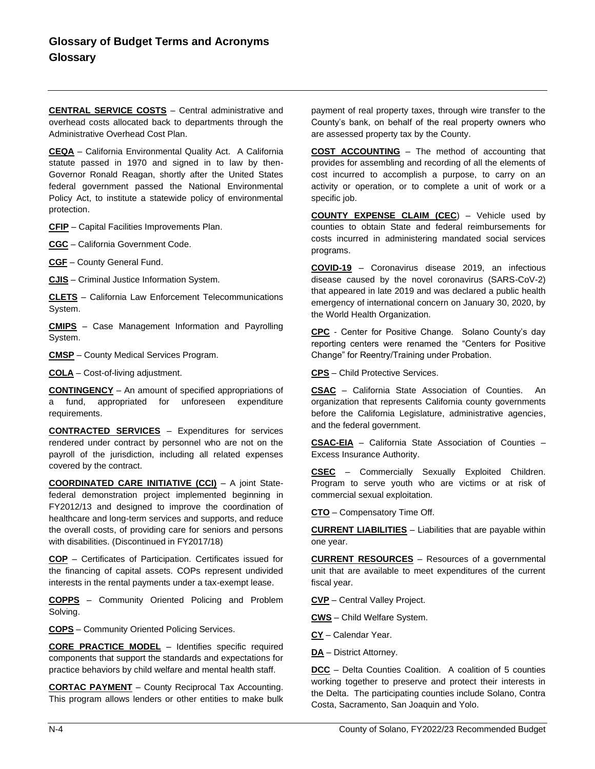# Glossary of Budget Terms and Acronyms
## Glossary

**CENTRAL SERVICE COSTS** – Central administrative and overhead costs allocated back to departments through the Administrative Overhead Cost Plan.

**CEQA** – California Environmental Quality Act. A California statute passed in 1970 and signed in to law by then-Governor Ronald Reagan, shortly after the United States federal government passed the National Environmental Policy Act, to institute a statewide policy of environmental protection.

**CFIP** – Capital Facilities Improvements Plan.

**CGC** – California Government Code.

**CGF** – County General Fund.

**CJIS** – Criminal Justice Information System.

**CLETS** – California Law Enforcement Telecommunications System.

**CMIPS** – Case Management Information and Payrolling System.

**CMSP** – County Medical Services Program.

**COLA** – Cost-of-living adjustment.

**CONTINGENCY** – An amount of specified appropriations of a fund, appropriated for unforeseen expenditure requirements.

**CONTRACTED SERVICES** – Expenditures for services rendered under contract by personnel who are not on the payroll of the jurisdiction, including all related expenses covered by the contract.

**COORDINATED CARE INITIATIVE (CCI)** – A joint State-federal demonstration project implemented beginning in FY2012/13 and designed to improve the coordination of healthcare and long-term services and supports, and reduce the overall costs, of providing care for seniors and persons with disabilities. (Discontinued in FY2017/18)

**COP** – Certificates of Participation. Certificates issued for the financing of capital assets. COPs represent undivided interests in the rental payments under a tax-exempt lease.

**COPPS** – Community Oriented Policing and Problem Solving.

**COPS** – Community Oriented Policing Services.

**CORE PRACTICE MODEL** – Identifies specific required components that support the standards and expectations for practice behaviors by child welfare and mental health staff.

**CORTAC PAYMENT** – County Reciprocal Tax Accounting. This program allows lenders or other entities to make bulk payment of real property taxes, through wire transfer to the County's bank, on behalf of the real property owners who are assessed property tax by the County.

**COST ACCOUNTING** – The method of accounting that provides for assembling and recording of all the elements of cost incurred to accomplish a purpose, to carry on an activity or operation, or to complete a unit of work or a specific job.

**COUNTY EXPENSE CLAIM (CEC**) – Vehicle used by counties to obtain State and federal reimbursements for costs incurred in administering mandated social services programs.

**COVID-19** – Coronavirus disease 2019, an infectious disease caused by the novel coronavirus (SARS-CoV-2) that appeared in late 2019 and was declared a public health emergency of international concern on January 30, 2020, by the World Health Organization.

**CPC** - Center for Positive Change. Solano County's day reporting centers were renamed the "Centers for Positive Change" for Reentry/Training under Probation.

**CPS** – Child Protective Services.

**CSAC** – California State Association of Counties. An organization that represents California county governments before the California Legislature, administrative agencies, and the federal government.

**CSAC-EIA** – California State Association of Counties – Excess Insurance Authority.

**CSEC** – Commercially Sexually Exploited Children. Program to serve youth who are victims or at risk of commercial sexual exploitation.

**CTO** – Compensatory Time Off.

**CURRENT LIABILITIES** – Liabilities that are payable within one year.

**CURRENT RESOURCES** – Resources of a governmental unit that are available to meet expenditures of the current fiscal year.

**CVP** – Central Valley Project.

**CWS** – Child Welfare System.

**CY** – Calendar Year.

**DA** – District Attorney.

**DCC** – Delta Counties Coalition. A coalition of 5 counties working together to preserve and protect their interests in the Delta. The participating counties include Solano, Contra Costa, Sacramento, San Joaquin and Yolo.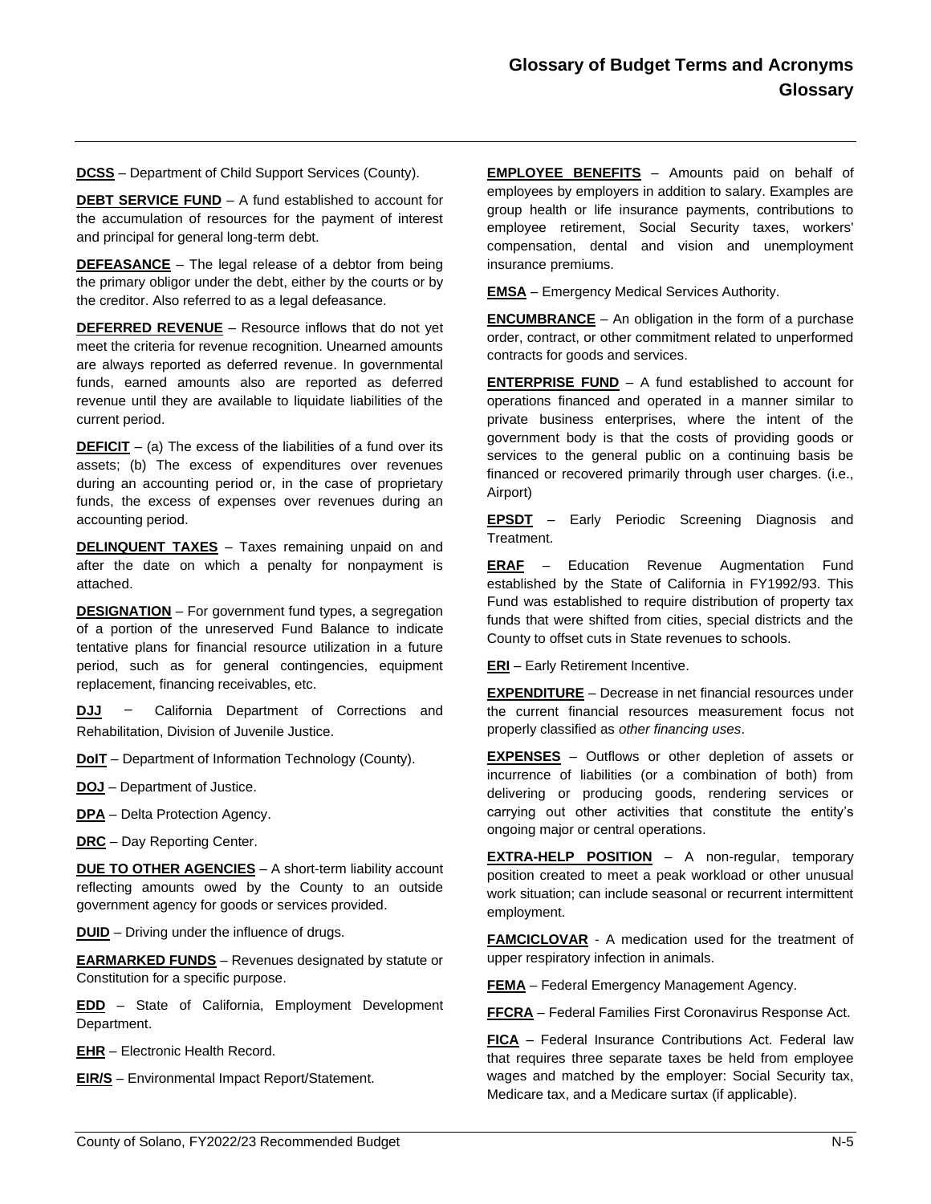**DCSS** – Department of Child Support Services (County).

**DEBT SERVICE FUND** – A fund established to account for the accumulation of resources for the payment of interest and principal for general long-term debt.

**DEFEASANCE** – The legal release of a debtor from being the primary obligor under the debt, either by the courts or by the creditor. Also referred to as a legal defeasance.

**DEFERRED REVENUE** – Resource inflows that do not yet meet the criteria for revenue recognition. Unearned amounts are always reported as deferred revenue. In governmental funds, earned amounts also are reported as deferred revenue until they are available to liquidate liabilities of the current period.

**DEFICIT** – (a) The excess of the liabilities of a fund over its assets; (b) The excess of expenditures over revenues during an accounting period or, in the case of proprietary funds, the excess of expenses over revenues during an accounting period.

**DELINQUENT TAXES** – Taxes remaining unpaid on and after the date on which a penalty for nonpayment is attached.

**DESIGNATION** – For government fund types, a segregation of a portion of the unreserved Fund Balance to indicate tentative plans for financial resource utilization in a future period, such as for general contingencies, equipment replacement, financing receivables, etc.

**DJJ** − California Department of Corrections and Rehabilitation, Division of Juvenile Justice.

**DoIT** – Department of Information Technology (County).

**DOJ** – Department of Justice.

**DPA** – Delta Protection Agency.

**DRC** – Day Reporting Center.

**DUE TO OTHER AGENCIES** – A short-term liability account reflecting amounts owed by the County to an outside government agency for goods or services provided.

**DUID** – Driving under the influence of drugs.

**EARMARKED FUNDS** – Revenues designated by statute or Constitution for a specific purpose.

**EDD** – State of California, Employment Development Department.

**EHR** – Electronic Health Record.

**EIR/S** – Environmental Impact Report/Statement.

**EMPLOYEE BENEFITS** – Amounts paid on behalf of employees by employers in addition to salary. Examples are group health or life insurance payments, contributions to employee retirement, Social Security taxes, workers' compensation, dental and vision and unemployment insurance premiums.

**EMSA** – Emergency Medical Services Authority.

**ENCUMBRANCE** – An obligation in the form of a purchase order, contract, or other commitment related to unperformed contracts for goods and services.

**ENTERPRISE FUND** – A fund established to account for operations financed and operated in a manner similar to private business enterprises, where the intent of the government body is that the costs of providing goods or services to the general public on a continuing basis be financed or recovered primarily through user charges. (i.e., Airport)

**EPSDT** – Early Periodic Screening Diagnosis and Treatment.

**ERAF** – Education Revenue Augmentation Fund established by the State of California in FY1992/93. This Fund was established to require distribution of property tax funds that were shifted from cities, special districts and the County to offset cuts in State revenues to schools.

**ERI** – Early Retirement Incentive.

**EXPENDITURE** – Decrease in net financial resources under the current financial resources measurement focus not properly classified as *other financing uses*.

**EXPENSES** – Outflows or other depletion of assets or incurrence of liabilities (or a combination of both) from delivering or producing goods, rendering services or carrying out other activities that constitute the entity's ongoing major or central operations.

**EXTRA-HELP POSITION** – A non-regular, temporary position created to meet a peak workload or other unusual work situation; can include seasonal or recurrent intermittent employment.

**FAMCICLOVAR** - A medication used for the treatment of upper respiratory infection in animals.

**FEMA** – Federal Emergency Management Agency.

**FFCRA** – Federal Families First Coronavirus Response Act.

**FICA** – Federal Insurance Contributions Act. Federal law that requires three separate taxes be held from employee wages and matched by the employer: Social Security tax, Medicare tax, and a Medicare surtax (if applicable).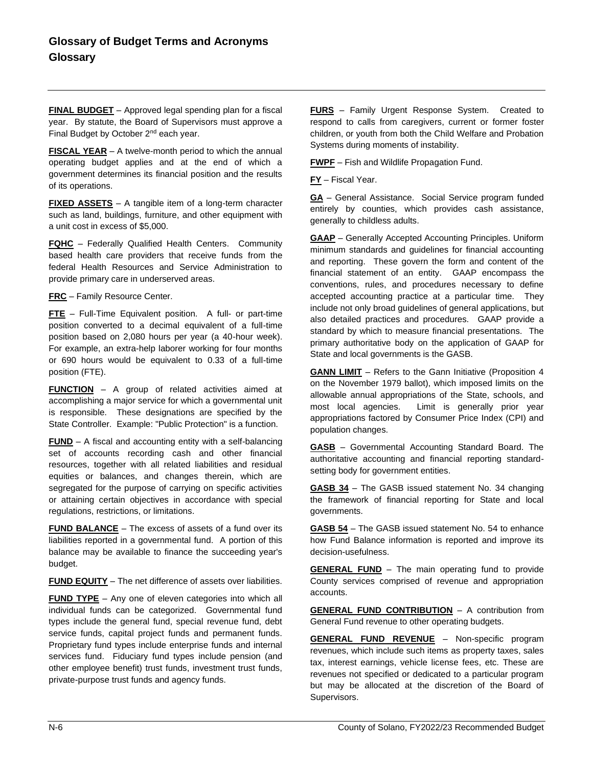# Glossary of Budget Terms and Acronyms
## Glossary

**FINAL BUDGET** – Approved legal spending plan for a fiscal year. By statute, the Board of Supervisors must approve a Final Budget by October 2nd each year.

**FISCAL YEAR** – A twelve-month period to which the annual operating budget applies and at the end of which a government determines its financial position and the results of its operations.

**FIXED ASSETS** – A tangible item of a long-term character such as land, buildings, furniture, and other equipment with a unit cost in excess of $5,000.

**FQHC** – Federally Qualified Health Centers. Community based health care providers that receive funds from the federal Health Resources and Service Administration to provide primary care in underserved areas.

**FRC** – Family Resource Center.

**FTE** – Full-Time Equivalent position. A full- or part-time position converted to a decimal equivalent of a full-time position based on 2,080 hours per year (a 40-hour week). For example, an extra-help laborer working for four months or 690 hours would be equivalent to 0.33 of a full-time position (FTE).

**FUNCTION** – A group of related activities aimed at accomplishing a major service for which a governmental unit is responsible. These designations are specified by the State Controller. Example: "Public Protection" is a function.

**FUND** – A fiscal and accounting entity with a self-balancing set of accounts recording cash and other financial resources, together with all related liabilities and residual equities or balances, and changes therein, which are segregated for the purpose of carrying on specific activities or attaining certain objectives in accordance with special regulations, restrictions, or limitations.

**FUND BALANCE** – The excess of assets of a fund over its liabilities reported in a governmental fund. A portion of this balance may be available to finance the succeeding year's budget.

**FUND EQUITY** – The net difference of assets over liabilities.

**FUND TYPE** – Any one of eleven categories into which all individual funds can be categorized. Governmental fund types include the general fund, special revenue fund, debt service funds, capital project funds and permanent funds. Proprietary fund types include enterprise funds and internal services fund. Fiduciary fund types include pension (and other employee benefit) trust funds, investment trust funds, private-purpose trust funds and agency funds.

**FURS** – Family Urgent Response System. Created to respond to calls from caregivers, current or former foster children, or youth from both the Child Welfare and Probation Systems during moments of instability.

**FWPF** – Fish and Wildlife Propagation Fund.

**FY** – Fiscal Year.

**GA** – General Assistance. Social Service program funded entirely by counties, which provides cash assistance, generally to childless adults.

**GAAP** – Generally Accepted Accounting Principles. Uniform minimum standards and guidelines for financial accounting and reporting. These govern the form and content of the financial statement of an entity. GAAP encompass the conventions, rules, and procedures necessary to define accepted accounting practice at a particular time. They include not only broad guidelines of general applications, but also detailed practices and procedures. GAAP provide a standard by which to measure financial presentations. The primary authoritative body on the application of GAAP for State and local governments is the GASB.

**GANN LIMIT** – Refers to the Gann Initiative (Proposition 4 on the November 1979 ballot), which imposed limits on the allowable annual appropriations of the State, schools, and most local agencies. Limit is generally prior year appropriations factored by Consumer Price Index (CPI) and population changes.

**GASB** – Governmental Accounting Standard Board. The authoritative accounting and financial reporting standard-setting body for government entities.

**GASB 34** – The GASB issued statement No. 34 changing the framework of financial reporting for State and local governments.

**GASB 54** – The GASB issued statement No. 54 to enhance how Fund Balance information is reported and improve its decision-usefulness.

**GENERAL FUND** – The main operating fund to provide County services comprised of revenue and appropriation accounts.

**GENERAL FUND CONTRIBUTION** – A contribution from General Fund revenue to other operating budgets.

**GENERAL FUND REVENUE** – Non-specific program revenues, which include such items as property taxes, sales tax, interest earnings, vehicle license fees, etc. These are revenues not specified or dedicated to a particular program but may be allocated at the discretion of the Board of Supervisors.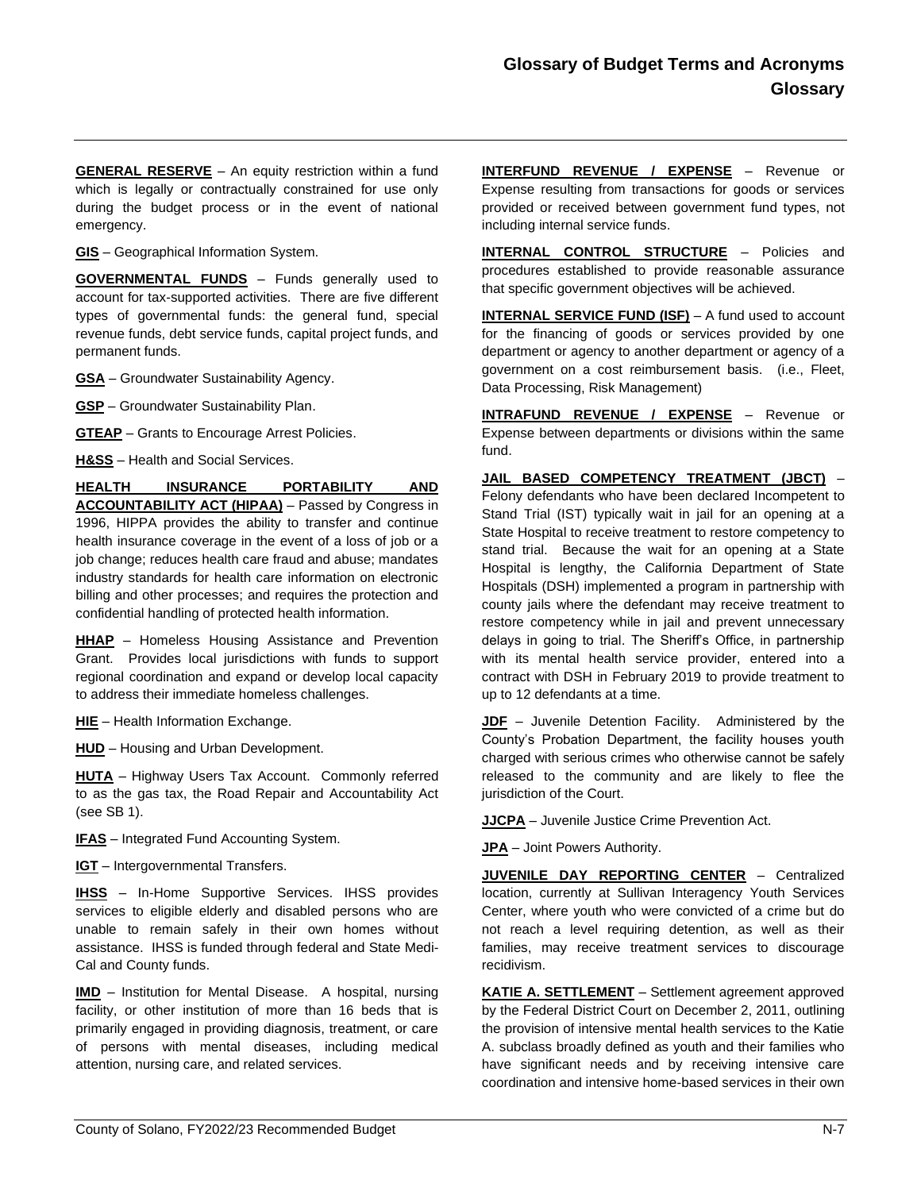**GENERAL RESERVE** – An equity restriction within a fund which is legally or contractually constrained for use only during the budget process or in the event of national emergency.

**GIS** – Geographical Information System.

**GOVERNMENTAL FUNDS** – Funds generally used to account for tax-supported activities. There are five different types of governmental funds: the general fund, special revenue funds, debt service funds, capital project funds, and permanent funds.

**GSA** – Groundwater Sustainability Agency.

**GSP** – Groundwater Sustainability Plan.

**GTEAP** – Grants to Encourage Arrest Policies.

**H&SS** – Health and Social Services.

**HEALTH INSURANCE PORTABILITY AND ACCOUNTABILITY ACT (HIPAA)** – Passed by Congress in 1996, HIPPA provides the ability to transfer and continue health insurance coverage in the event of a loss of job or a job change; reduces health care fraud and abuse; mandates industry standards for health care information on electronic billing and other processes; and requires the protection and confidential handling of protected health information.

**HHAP** – Homeless Housing Assistance and Prevention Grant. Provides local jurisdictions with funds to support regional coordination and expand or develop local capacity to address their immediate homeless challenges.

**HIE** – Health Information Exchange.

**HUD** – Housing and Urban Development.

**HUTA** – Highway Users Tax Account. Commonly referred to as the gas tax, the Road Repair and Accountability Act (see SB 1).

**IFAS** – Integrated Fund Accounting System.

**IGT** – Intergovernmental Transfers.

**IHSS** – In-Home Supportive Services. IHSS provides services to eligible elderly and disabled persons who are unable to remain safely in their own homes without assistance. IHSS is funded through federal and State Medi-Cal and County funds.

**IMD** – Institution for Mental Disease. A hospital, nursing facility, or other institution of more than 16 beds that is primarily engaged in providing diagnosis, treatment, or care of persons with mental diseases, including medical attention, nursing care, and related services.

**INTERFUND REVENUE / EXPENSE** – Revenue or Expense resulting from transactions for goods or services provided or received between government fund types, not including internal service funds.

**INTERNAL CONTROL STRUCTURE** – Policies and procedures established to provide reasonable assurance that specific government objectives will be achieved.

**INTERNAL SERVICE FUND (ISF)** – A fund used to account for the financing of goods or services provided by one department or agency to another department or agency of a government on a cost reimbursement basis. (i.e., Fleet, Data Processing, Risk Management)

**INTRAFUND REVENUE / EXPENSE** – Revenue or Expense between departments or divisions within the same fund.

**JAIL BASED COMPETENCY TREATMENT (JBCT)** – Felony defendants who have been declared Incompetent to Stand Trial (IST) typically wait in jail for an opening at a State Hospital to receive treatment to restore competency to stand trial. Because the wait for an opening at a State Hospital is lengthy, the California Department of State Hospitals (DSH) implemented a program in partnership with county jails where the defendant may receive treatment to restore competency while in jail and prevent unnecessary delays in going to trial. The Sheriff's Office, in partnership with its mental health service provider, entered into a contract with DSH in February 2019 to provide treatment to up to 12 defendants at a time.

**JDF** – Juvenile Detention Facility. Administered by the County's Probation Department, the facility houses youth charged with serious crimes who otherwise cannot be safely released to the community and are likely to flee the jurisdiction of the Court.

**JJCPA** – Juvenile Justice Crime Prevention Act.

**JPA** – Joint Powers Authority.

**JUVENILE DAY REPORTING CENTER** – Centralized location, currently at Sullivan Interagency Youth Services Center, where youth who were convicted of a crime but do not reach a level requiring detention, as well as their families, may receive treatment services to discourage recidivism.

**KATIE A. SETTLEMENT** – Settlement agreement approved by the Federal District Court on December 2, 2011, outlining the provision of intensive mental health services to the Katie A. subclass broadly defined as youth and their families who have significant needs and by receiving intensive care coordination and intensive home-based services in their own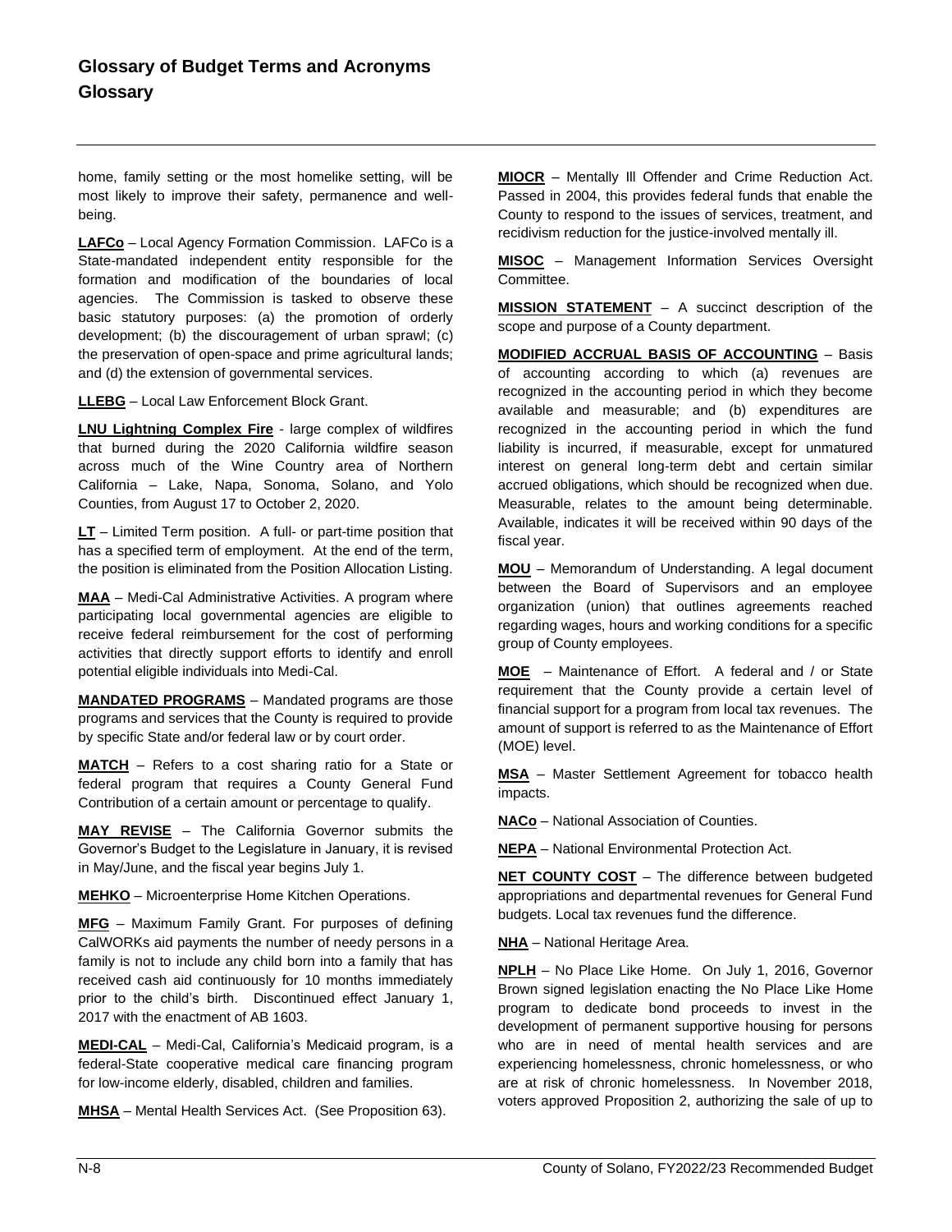home, family setting or the most homelike setting, will be most likely to improve their safety, permanence and well-being.

**LAFCo** – Local Agency Formation Commission. LAFCo is a State-mandated independent entity responsible for the formation and modification of the boundaries of local agencies. The Commission is tasked to observe these basic statutory purposes: (a) the promotion of orderly development; (b) the discouragement of urban sprawl; (c) the preservation of open-space and prime agricultural lands; and (d) the extension of governmental services.

**LLEBG** – Local Law Enforcement Block Grant.

**LNU Lightning Complex Fire** - large complex of wildfires that burned during the 2020 California wildfire season across much of the Wine Country area of Northern California – Lake, Napa, Sonoma, Solano, and Yolo Counties, from August 17 to October 2, 2020.

**LT** – Limited Term position. A full- or part-time position that has a specified term of employment. At the end of the term, the position is eliminated from the Position Allocation Listing.

**MAA** – Medi-Cal Administrative Activities. A program where participating local governmental agencies are eligible to receive federal reimbursement for the cost of performing activities that directly support efforts to identify and enroll potential eligible individuals into Medi-Cal.

**MANDATED PROGRAMS** – Mandated programs are those programs and services that the County is required to provide by specific State and/or federal law or by court order.

**MATCH** – Refers to a cost sharing ratio for a State or federal program that requires a County General Fund Contribution of a certain amount or percentage to qualify.

**MAY REVISE** – The California Governor submits the Governor's Budget to the Legislature in January, it is revised in May/June, and the fiscal year begins July 1.

**MEHKO** – Microenterprise Home Kitchen Operations.

**MFG** – Maximum Family Grant. For purposes of defining CalWORKs aid payments the number of needy persons in a family is not to include any child born into a family that has received cash aid continuously for 10 months immediately prior to the child's birth. Discontinued effect January 1, 2017 with the enactment of AB 1603.

**MEDI-CAL** – Medi-Cal, California's Medicaid program, is a federal-State cooperative medical care financing program for low-income elderly, disabled, children and families.

**MHSA** – Mental Health Services Act. (See Proposition 63).

**MIOCR** – Mentally Ill Offender and Crime Reduction Act. Passed in 2004, this provides federal funds that enable the County to respond to the issues of services, treatment, and recidivism reduction for the justice-involved mentally ill.

**MISOC** – Management Information Services Oversight Committee.

**MISSION STATEMENT** – A succinct description of the scope and purpose of a County department.

**MODIFIED ACCRUAL BASIS OF ACCOUNTING** – Basis of accounting according to which (a) revenues are recognized in the accounting period in which they become available and measurable; and (b) expenditures are recognized in the accounting period in which the fund liability is incurred, if measurable, except for unmatured interest on general long-term debt and certain similar accrued obligations, which should be recognized when due. Measurable, relates to the amount being determinable. Available, indicates it will be received within 90 days of the fiscal year.

**MOU** – Memorandum of Understanding. A legal document between the Board of Supervisors and an employee organization (union) that outlines agreements reached regarding wages, hours and working conditions for a specific group of County employees.

**MOE** – Maintenance of Effort. A federal and / or State requirement that the County provide a certain level of financial support for a program from local tax revenues. The amount of support is referred to as the Maintenance of Effort (MOE) level.

**MSA** – Master Settlement Agreement for tobacco health impacts.

**NACo** – National Association of Counties.

**NEPA** – National Environmental Protection Act.

**NET COUNTY COST** – The difference between budgeted appropriations and departmental revenues for General Fund budgets. Local tax revenues fund the difference.

**NHA** – National Heritage Area.

**NPLH** – No Place Like Home. On July 1, 2016, Governor Brown signed legislation enacting the No Place Like Home program to dedicate bond proceeds to invest in the development of permanent supportive housing for persons who are in need of mental health services and are experiencing homelessness, chronic homelessness, or who are at risk of chronic homelessness. In November 2018, voters approved Proposition 2, authorizing the sale of up to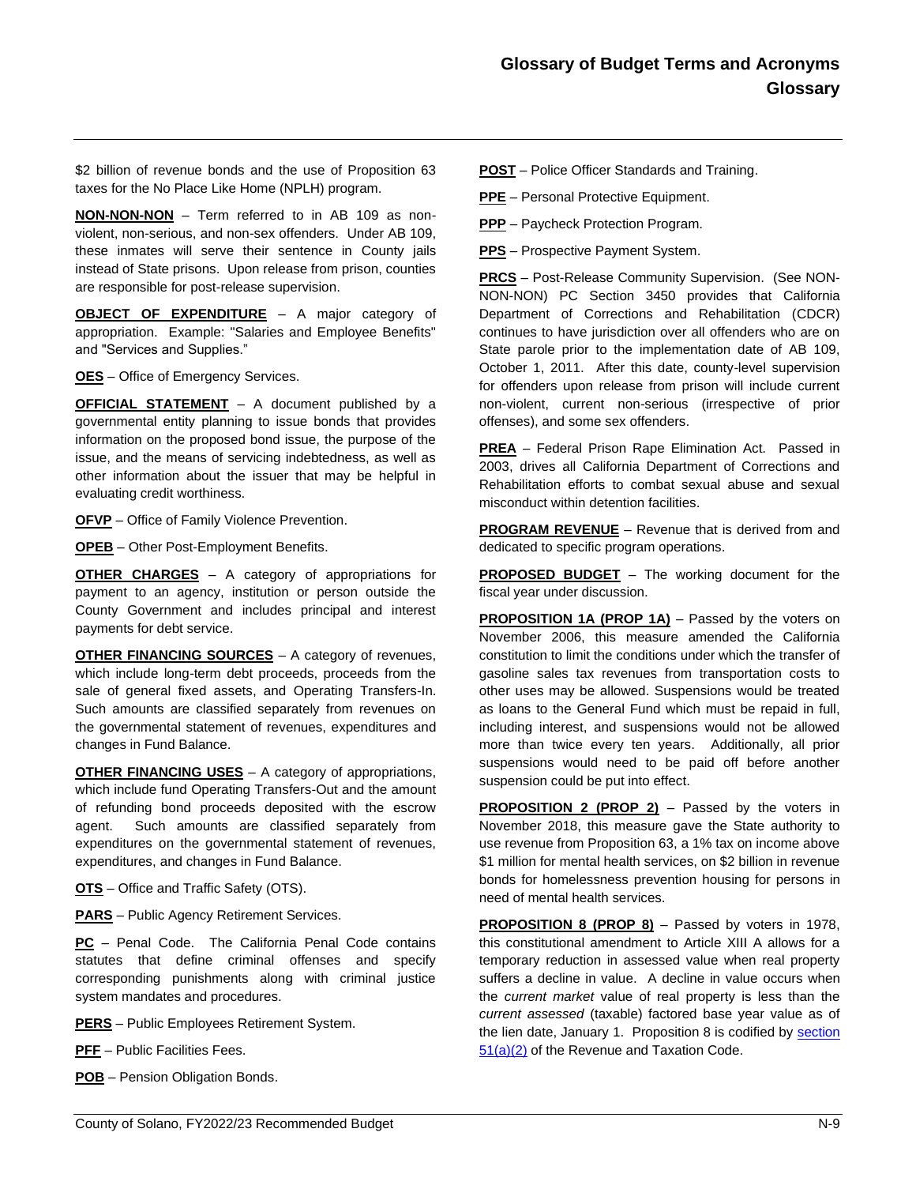$2 billion of revenue bonds and the use of Proposition 63 taxes for the No Place Like Home (NPLH) program.

**NON-NON-NON** – Term referred to in AB 109 as non-violent, non-serious, and non-sex offenders. Under AB 109, these inmates will serve their sentence in County jails instead of State prisons. Upon release from prison, counties are responsible for post-release supervision.

**OBJECT OF EXPENDITURE** – A major category of appropriation. Example: "Salaries and Employee Benefits" and "Services and Supplies."

**OES** – Office of Emergency Services.

**OFFICIAL STATEMENT** – A document published by a governmental entity planning to issue bonds that provides information on the proposed bond issue, the purpose of the issue, and the means of servicing indebtedness, as well as other information about the issuer that may be helpful in evaluating credit worthiness.

**OFVP** – Office of Family Violence Prevention.

**OPEB** – Other Post-Employment Benefits.

**OTHER CHARGES** – A category of appropriations for payment to an agency, institution or person outside the County Government and includes principal and interest payments for debt service.

**OTHER FINANCING SOURCES** – A category of revenues, which include long-term debt proceeds, proceeds from the sale of general fixed assets, and Operating Transfers-In. Such amounts are classified separately from revenues on the governmental statement of revenues, expenditures and changes in Fund Balance.

**OTHER FINANCING USES** – A category of appropriations, which include fund Operating Transfers-Out and the amount of refunding bond proceeds deposited with the escrow agent. Such amounts are classified separately from expenditures on the governmental statement of revenues, expenditures, and changes in Fund Balance.

**OTS** – Office and Traffic Safety (OTS).

**PARS** – Public Agency Retirement Services.

**PC** – Penal Code. The California Penal Code contains statutes that define criminal offenses and specify corresponding punishments along with criminal justice system mandates and procedures.

**PERS** – Public Employees Retirement System.

**PFF** – Public Facilities Fees.

**POB** – Pension Obligation Bonds.

**POST** – Police Officer Standards and Training.

**PPE** – Personal Protective Equipment.

**PPP** – Paycheck Protection Program.

**PPS** – Prospective Payment System.

**PRCS** – Post-Release Community Supervision. (See NON-NON-NON) PC Section 3450 provides that California Department of Corrections and Rehabilitation (CDCR) continues to have jurisdiction over all offenders who are on State parole prior to the implementation date of AB 109, October 1, 2011. After this date, county-level supervision for offenders upon release from prison will include current non-violent, current non-serious (irrespective of prior offenses), and some sex offenders.

**PREA** – Federal Prison Rape Elimination Act. Passed in 2003, drives all California Department of Corrections and Rehabilitation efforts to combat sexual abuse and sexual misconduct within detention facilities.

**PROGRAM REVENUE** – Revenue that is derived from and dedicated to specific program operations.

**PROPOSED BUDGET** – The working document for the fiscal year under discussion.

**PROPOSITION 1A (PROP 1A)** – Passed by the voters on November 2006, this measure amended the California constitution to limit the conditions under which the transfer of gasoline sales tax revenues from transportation costs to other uses may be allowed. Suspensions would be treated as loans to the General Fund which must be repaid in full, including interest, and suspensions would not be allowed more than twice every ten years. Additionally, all prior suspensions would need to be paid off before another suspension could be put into effect.

**PROPOSITION 2 (PROP 2)** – Passed by the voters in November 2018, this measure gave the State authority to use revenue from Proposition 63, a 1% tax on income above $1 million for mental health services, on $2 billion in revenue bonds for homelessness prevention housing for persons in need of mental health services.

**PROPOSITION 8 (PROP 8)** – Passed by voters in 1978, this constitutional amendment to Article XIII A allows for a temporary reduction in assessed value when real property suffers a decline in value. A decline in value occurs when the *current market* value of real property is less than the *current assessed* (taxable) factored base year value as of the lien date, January 1. Proposition 8 is codified by section 51(a)(2) of the Revenue and Taxation Code.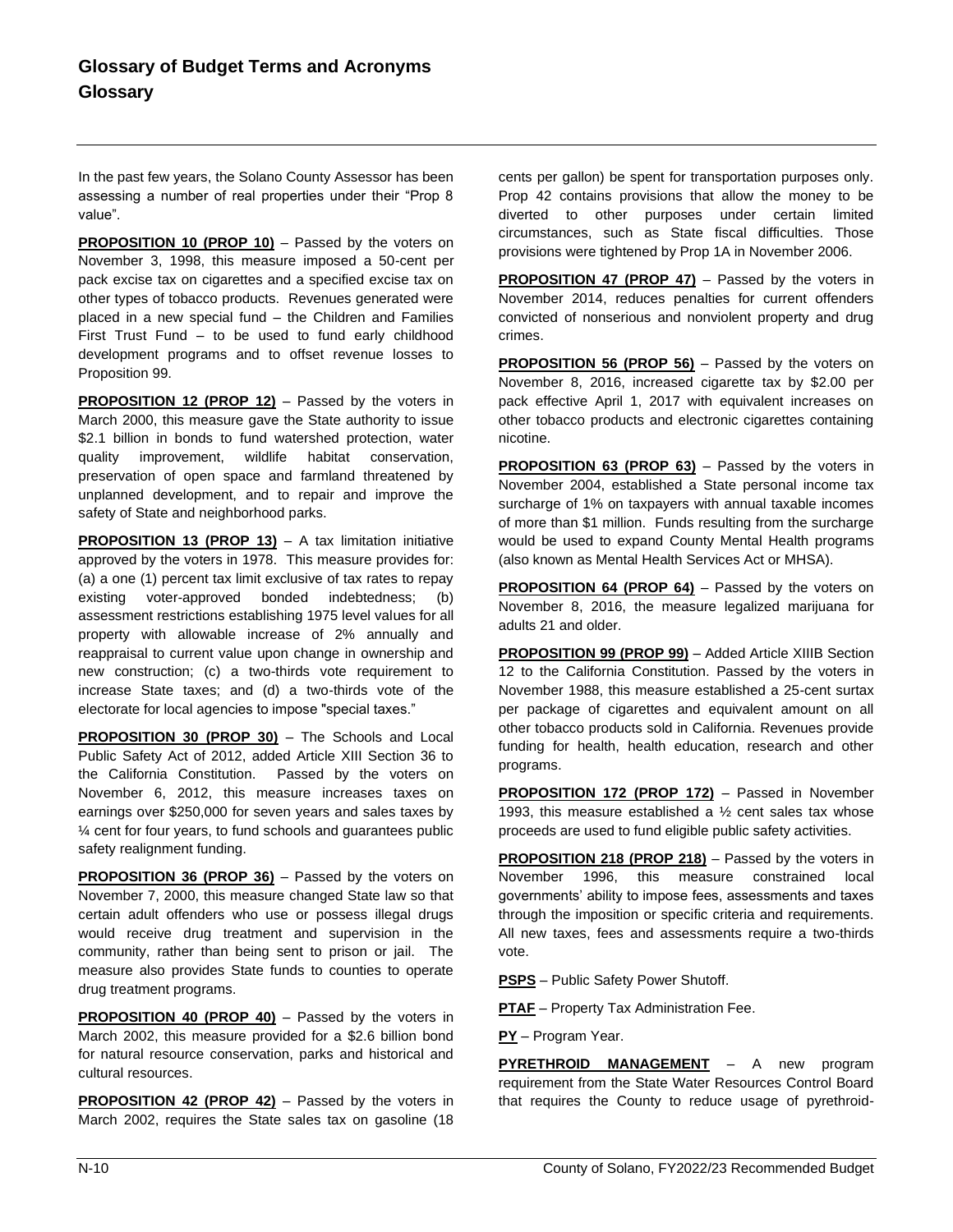In the past few years, the Solano County Assessor has been assessing a number of real properties under their "Prop 8 value".

**PROPOSITION 10 (PROP 10)** – Passed by the voters on November 3, 1998, this measure imposed a 50-cent per pack excise tax on cigarettes and a specified excise tax on other types of tobacco products. Revenues generated were placed in a new special fund – the Children and Families First Trust Fund – to be used to fund early childhood development programs and to offset revenue losses to Proposition 99.

**PROPOSITION 12 (PROP 12)** – Passed by the voters in March 2000, this measure gave the State authority to issue $2.1 billion in bonds to fund watershed protection, water quality improvement, wildlife habitat conservation, preservation of open space and farmland threatened by unplanned development, and to repair and improve the safety of State and neighborhood parks.

**PROPOSITION 13 (PROP 13)** – A tax limitation initiative approved by the voters in 1978. This measure provides for: (a) a one (1) percent tax limit exclusive of tax rates to repay existing voter-approved bonded indebtedness; (b) assessment restrictions establishing 1975 level values for all property with allowable increase of 2% annually and reappraisal to current value upon change in ownership and new construction; (c) a two-thirds vote requirement to increase State taxes; and (d) a two-thirds vote of the electorate for local agencies to impose "special taxes."

**PROPOSITION 30 (PROP 30)** – The Schools and Local Public Safety Act of 2012, added Article XIII Section 36 to the California Constitution. Passed by the voters on November 6, 2012, this measure increases taxes on earnings over $250,000 for seven years and sales taxes by ¼ cent for four years, to fund schools and guarantees public safety realignment funding.

**PROPOSITION 36 (PROP 36)** – Passed by the voters on November 7, 2000, this measure changed State law so that certain adult offenders who use or possess illegal drugs would receive drug treatment and supervision in the community, rather than being sent to prison or jail. The measure also provides State funds to counties to operate drug treatment programs.

**PROPOSITION 40 (PROP 40)** – Passed by the voters in March 2002, this measure provided for a $2.6 billion bond for natural resource conservation, parks and historical and cultural resources.

**PROPOSITION 42 (PROP 42)** – Passed by the voters in March 2002, requires the State sales tax on gasoline (18 cents per gallon) be spent for transportation purposes only. Prop 42 contains provisions that allow the money to be diverted to other purposes under certain limited circumstances, such as State fiscal difficulties. Those provisions were tightened by Prop 1A in November 2006.

**PROPOSITION 47 (PROP 47)** – Passed by the voters in November 2014, reduces penalties for current offenders convicted of nonserious and nonviolent property and drug crimes.

**PROPOSITION 56 (PROP 56)** – Passed by the voters on November 8, 2016, increased cigarette tax by $2.00 per pack effective April 1, 2017 with equivalent increases on other tobacco products and electronic cigarettes containing nicotine.

**PROPOSITION 63 (PROP 63)** – Passed by the voters in November 2004, established a State personal income tax surcharge of 1% on taxpayers with annual taxable incomes of more than $1 million. Funds resulting from the surcharge would be used to expand County Mental Health programs (also known as Mental Health Services Act or MHSA).

**PROPOSITION 64 (PROP 64)** – Passed by the voters on November 8, 2016, the measure legalized marijuana for adults 21 and older.

**PROPOSITION 99 (PROP 99)** – Added Article XIIIB Section 12 to the California Constitution. Passed by the voters in November 1988, this measure established a 25-cent surtax per package of cigarettes and equivalent amount on all other tobacco products sold in California. Revenues provide funding for health, health education, research and other programs.

**PROPOSITION 172 (PROP 172)** – Passed in November 1993, this measure established a ½ cent sales tax whose proceeds are used to fund eligible public safety activities.

**PROPOSITION 218 (PROP 218)** – Passed by the voters in November 1996, this measure constrained local governments' ability to impose fees, assessments and taxes through the imposition or specific criteria and requirements. All new taxes, fees and assessments require a two-thirds vote.

**PSPS** – Public Safety Power Shutoff.

**PTAF** – Property Tax Administration Fee.

**PY** – Program Year.

**PYRETHROID MANAGEMENT** – A new program requirement from the State Water Resources Control Board that requires the County to reduce usage of pyrethroid-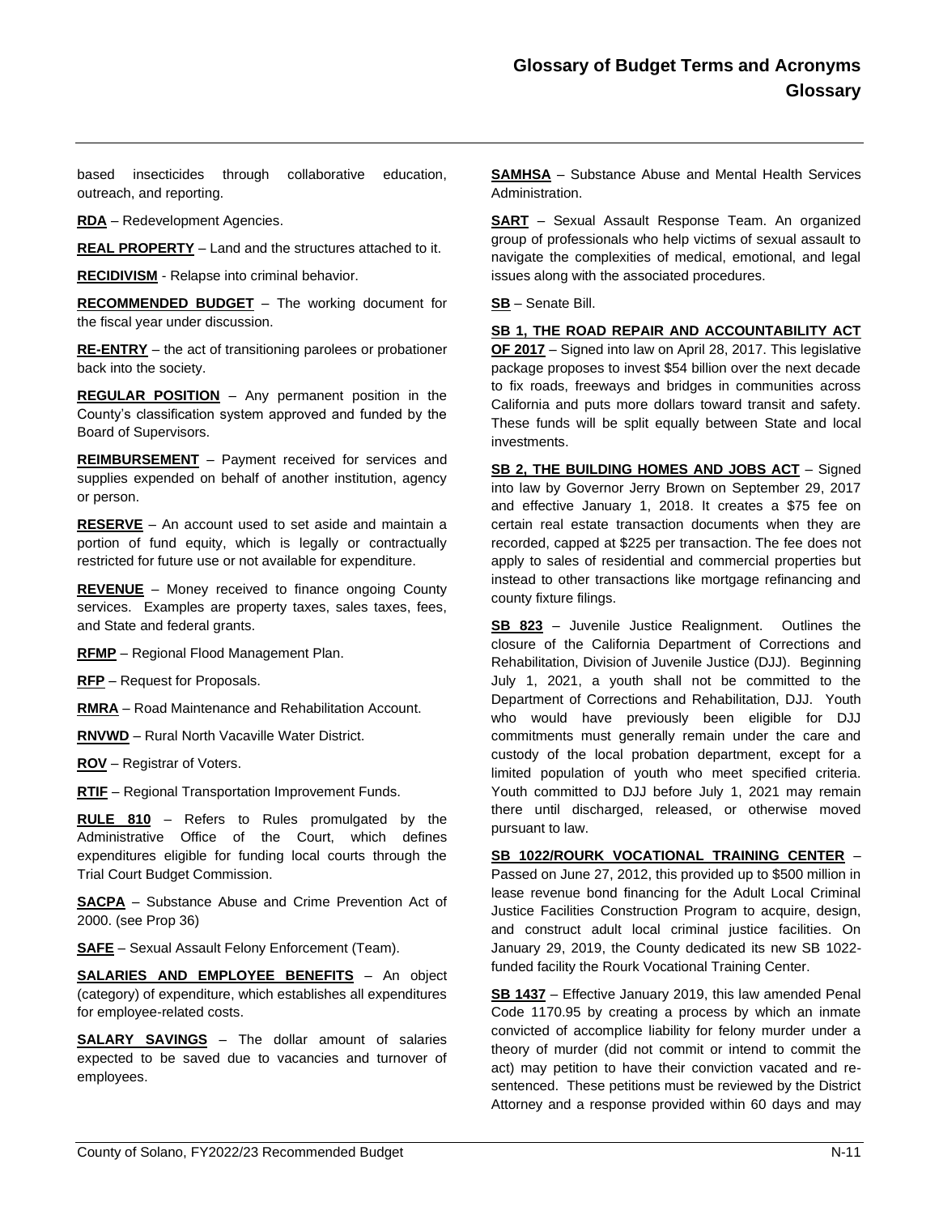based insecticides through collaborative education, outreach, and reporting.

**RDA** – Redevelopment Agencies.

**REAL PROPERTY** – Land and the structures attached to it.

**RECIDIVISM** - Relapse into criminal behavior.

**RECOMMENDED BUDGET** – The working document for the fiscal year under discussion.

**RE-ENTRY** – the act of transitioning parolees or probationer back into the society.

**REGULAR POSITION** – Any permanent position in the County's classification system approved and funded by the Board of Supervisors.

**REIMBURSEMENT** – Payment received for services and supplies expended on behalf of another institution, agency or person.

**RESERVE** – An account used to set aside and maintain a portion of fund equity, which is legally or contractually restricted for future use or not available for expenditure.

**REVENUE** – Money received to finance ongoing County services. Examples are property taxes, sales taxes, fees, and State and federal grants.

**RFMP** – Regional Flood Management Plan.

**RFP** – Request for Proposals.

**RMRA** – Road Maintenance and Rehabilitation Account.

**RNVWD** – Rural North Vacaville Water District.

**ROV** – Registrar of Voters.

**RTIF** – Regional Transportation Improvement Funds.

**RULE 810** – Refers to Rules promulgated by the Administrative Office of the Court, which defines expenditures eligible for funding local courts through the Trial Court Budget Commission.

**SACPA** – Substance Abuse and Crime Prevention Act of 2000. (see Prop 36)

**SAFE** – Sexual Assault Felony Enforcement (Team).

**SALARIES AND EMPLOYEE BENEFITS** – An object (category) of expenditure, which establishes all expenditures for employee-related costs.

**SALARY SAVINGS** – The dollar amount of salaries expected to be saved due to vacancies and turnover of employees.

**SAMHSA** – Substance Abuse and Mental Health Services Administration.

**SART** – Sexual Assault Response Team. An organized group of professionals who help victims of sexual assault to navigate the complexities of medical, emotional, and legal issues along with the associated procedures.

**SB** – Senate Bill.

**SB 1, THE ROAD REPAIR AND ACCOUNTABILITY ACT OF 2017** – Signed into law on April 28, 2017. This legislative package proposes to invest $54 billion over the next decade to fix roads, freeways and bridges in communities across California and puts more dollars toward transit and safety. These funds will be split equally between State and local investments.

**SB 2, THE BUILDING HOMES AND JOBS ACT** – Signed into law by Governor Jerry Brown on September 29, 2017 and effective January 1, 2018. It creates a $75 fee on certain real estate transaction documents when they are recorded, capped at $225 per transaction. The fee does not apply to sales of residential and commercial properties but instead to other transactions like mortgage refinancing and county fixture filings.

**SB 823** – Juvenile Justice Realignment. Outlines the closure of the California Department of Corrections and Rehabilitation, Division of Juvenile Justice (DJJ). Beginning July 1, 2021, a youth shall not be committed to the Department of Corrections and Rehabilitation, DJJ. Youth who would have previously been eligible for DJJ commitments must generally remain under the care and custody of the local probation department, except for a limited population of youth who meet specified criteria. Youth committed to DJJ before July 1, 2021 may remain there until discharged, released, or otherwise moved pursuant to law.

**SB 1022/ROURK VOCATIONAL TRAINING CENTER** – Passed on June 27, 2012, this provided up to $500 million in lease revenue bond financing for the Adult Local Criminal Justice Facilities Construction Program to acquire, design, and construct adult local criminal justice facilities. On January 29, 2019, the County dedicated its new SB 1022-funded facility the Rourk Vocational Training Center.

**SB 1437** – Effective January 2019, this law amended Penal Code 1170.95 by creating a process by which an inmate convicted of accomplice liability for felony murder under a theory of murder (did not commit or intend to commit the act) may petition to have their conviction vacated and re-sentenced. These petitions must be reviewed by the District Attorney and a response provided within 60 days and may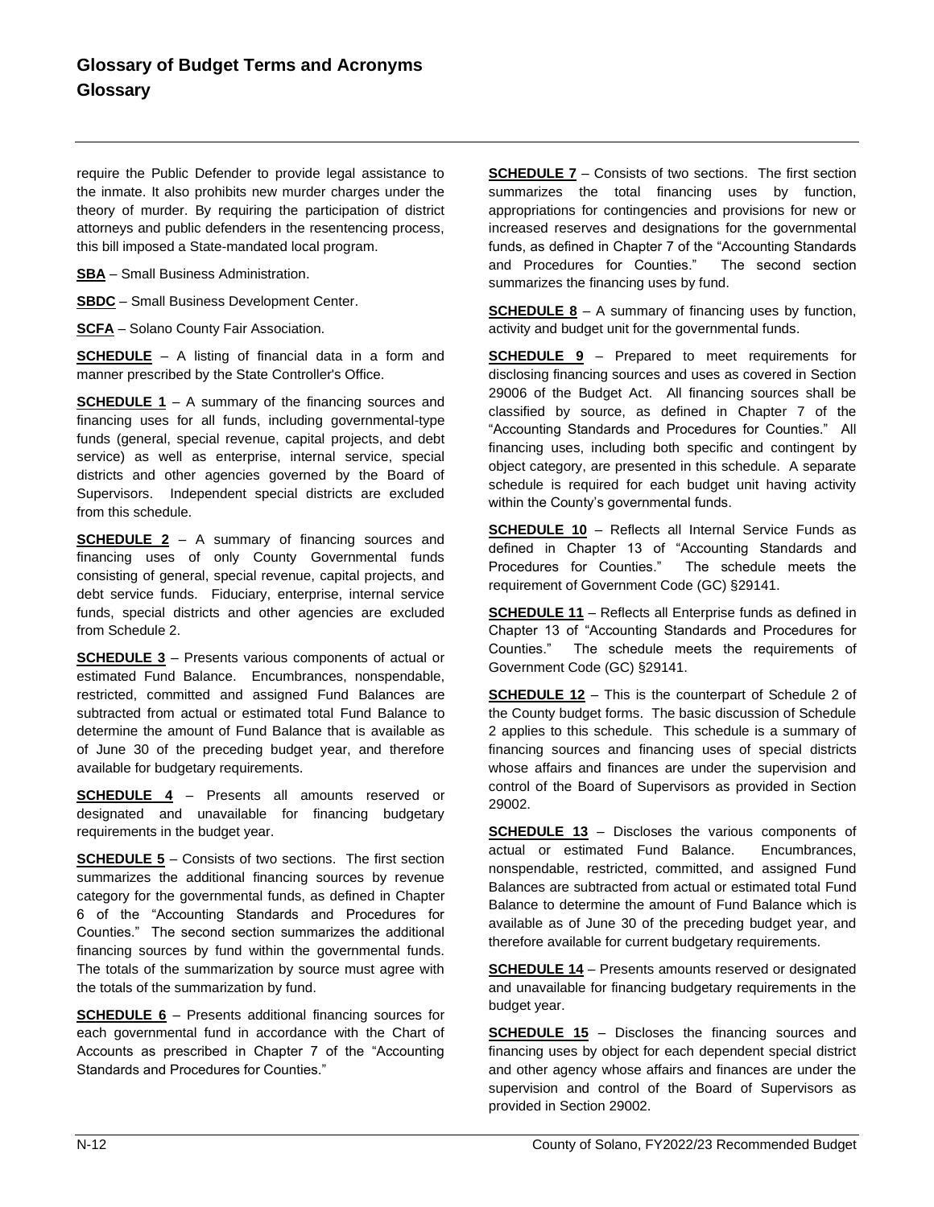require the Public Defender to provide legal assistance to the inmate. It also prohibits new murder charges under the theory of murder. By requiring the participation of district attorneys and public defenders in the resentencing process, this bill imposed a State-mandated local program.

**SBA** – Small Business Administration.

**SBDC** – Small Business Development Center.

**SCFA** – Solano County Fair Association.

**SCHEDULE** – A listing of financial data in a form and manner prescribed by the State Controller's Office.

**SCHEDULE 1** – A summary of the financing sources and financing uses for all funds, including governmental-type funds (general, special revenue, capital projects, and debt service) as well as enterprise, internal service, special districts and other agencies governed by the Board of Supervisors. Independent special districts are excluded from this schedule.

**SCHEDULE 2** – A summary of financing sources and financing uses of only County Governmental funds consisting of general, special revenue, capital projects, and debt service funds. Fiduciary, enterprise, internal service funds, special districts and other agencies are excluded from Schedule 2.

**SCHEDULE 3** – Presents various components of actual or estimated Fund Balance. Encumbrances, nonspendable, restricted, committed and assigned Fund Balances are subtracted from actual or estimated total Fund Balance to determine the amount of Fund Balance that is available as of June 30 of the preceding budget year, and therefore available for budgetary requirements.

**SCHEDULE 4** – Presents all amounts reserved or designated and unavailable for financing budgetary requirements in the budget year.

**SCHEDULE 5** – Consists of two sections. The first section summarizes the additional financing sources by revenue category for the governmental funds, as defined in Chapter 6 of the "Accounting Standards and Procedures for Counties." The second section summarizes the additional financing sources by fund within the governmental funds. The totals of the summarization by source must agree with the totals of the summarization by fund.

**SCHEDULE 6** – Presents additional financing sources for each governmental fund in accordance with the Chart of Accounts as prescribed in Chapter 7 of the "Accounting Standards and Procedures for Counties."

**SCHEDULE 7** – Consists of two sections. The first section summarizes the total financing uses by function, appropriations for contingencies and provisions for new or increased reserves and designations for the governmental funds, as defined in Chapter 7 of the "Accounting Standards and Procedures for Counties." The second section summarizes the financing uses by fund.

**SCHEDULE 8** – A summary of financing uses by function, activity and budget unit for the governmental funds.

**SCHEDULE 9** – Prepared to meet requirements for disclosing financing sources and uses as covered in Section 29006 of the Budget Act. All financing sources shall be classified by source, as defined in Chapter 7 of the "Accounting Standards and Procedures for Counties." All financing uses, including both specific and contingent by object category, are presented in this schedule. A separate schedule is required for each budget unit having activity within the County's governmental funds.

**SCHEDULE 10** – Reflects all Internal Service Funds as defined in Chapter 13 of "Accounting Standards and Procedures for Counties." The schedule meets the requirement of Government Code (GC) §29141.

**SCHEDULE 11** – Reflects all Enterprise funds as defined in Chapter 13 of "Accounting Standards and Procedures for Counties." The schedule meets the requirements of Government Code (GC) §29141.

**SCHEDULE 12** – This is the counterpart of Schedule 2 of the County budget forms. The basic discussion of Schedule 2 applies to this schedule. This schedule is a summary of financing sources and financing uses of special districts whose affairs and finances are under the supervision and control of the Board of Supervisors as provided in Section 29002.

**SCHEDULE 13** – Discloses the various components of actual or estimated Fund Balance. Encumbrances, nonspendable, restricted, committed, and assigned Fund Balances are subtracted from actual or estimated total Fund Balance to determine the amount of Fund Balance which is available as of June 30 of the preceding budget year, and therefore available for current budgetary requirements.

**SCHEDULE 14** – Presents amounts reserved or designated and unavailable for financing budgetary requirements in the budget year.

**SCHEDULE 15** – Discloses the financing sources and financing uses by object for each dependent special district and other agency whose affairs and finances are under the supervision and control of the Board of Supervisors as provided in Section 29002.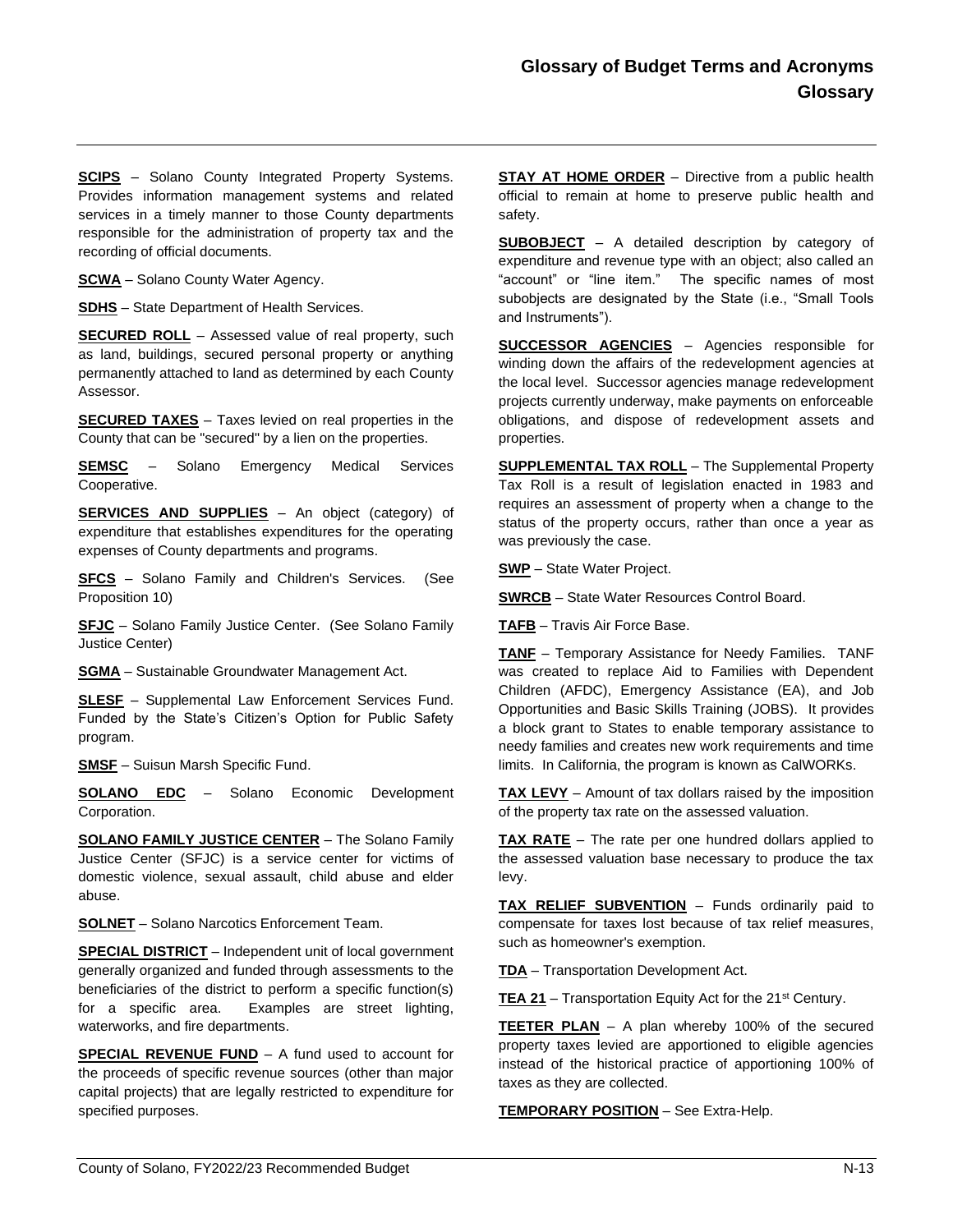**SCIPS** – Solano County Integrated Property Systems. Provides information management systems and related services in a timely manner to those County departments responsible for the administration of property tax and the recording of official documents.

**SCWA** – Solano County Water Agency.

**SDHS** – State Department of Health Services.

**SECURED ROLL** – Assessed value of real property, such as land, buildings, secured personal property or anything permanently attached to land as determined by each County Assessor.

**SECURED TAXES** – Taxes levied on real properties in the County that can be "secured" by a lien on the properties.

**SEMSC** – Solano Emergency Medical Services Cooperative.

**SERVICES AND SUPPLIES** – An object (category) of expenditure that establishes expenditures for the operating expenses of County departments and programs.

**SFCS** – Solano Family and Children's Services. (See Proposition 10)

**SFJC** – Solano Family Justice Center. (See Solano Family Justice Center)

**SGMA** – Sustainable Groundwater Management Act.

**SLESF** – Supplemental Law Enforcement Services Fund. Funded by the State's Citizen's Option for Public Safety program.

**SMSF** – Suisun Marsh Specific Fund.

**SOLANO EDC** – Solano Economic Development Corporation.

**SOLANO FAMILY JUSTICE CENTER** – The Solano Family Justice Center (SFJC) is a service center for victims of domestic violence, sexual assault, child abuse and elder abuse.

**SOLNET** – Solano Narcotics Enforcement Team.

**SPECIAL DISTRICT** – Independent unit of local government generally organized and funded through assessments to the beneficiaries of the district to perform a specific function(s) for a specific area. Examples are street lighting, waterworks, and fire departments.

**SPECIAL REVENUE FUND** – A fund used to account for the proceeds of specific revenue sources (other than major capital projects) that are legally restricted to expenditure for specified purposes.

**STAY AT HOME ORDER** – Directive from a public health official to remain at home to preserve public health and safety.

**SUBOBJECT** – A detailed description by category of expenditure and revenue type with an object; also called an "account" or "line item." The specific names of most subobjects are designated by the State (i.e., "Small Tools and Instruments").

**SUCCESSOR AGENCIES** – Agencies responsible for winding down the affairs of the redevelopment agencies at the local level. Successor agencies manage redevelopment projects currently underway, make payments on enforceable obligations, and dispose of redevelopment assets and properties.

**SUPPLEMENTAL TAX ROLL** – The Supplemental Property Tax Roll is a result of legislation enacted in 1983 and requires an assessment of property when a change to the status of the property occurs, rather than once a year as was previously the case.

**SWP** – State Water Project.

**SWRCB** – State Water Resources Control Board.

**TAFB** – Travis Air Force Base.

**TANF** – Temporary Assistance for Needy Families. TANF was created to replace Aid to Families with Dependent Children (AFDC), Emergency Assistance (EA), and Job Opportunities and Basic Skills Training (JOBS). It provides a block grant to States to enable temporary assistance to needy families and creates new work requirements and time limits. In California, the program is known as CalWORKs.

**TAX LEVY** – Amount of tax dollars raised by the imposition of the property tax rate on the assessed valuation.

**TAX RATE** – The rate per one hundred dollars applied to the assessed valuation base necessary to produce the tax levy.

**TAX RELIEF SUBVENTION** – Funds ordinarily paid to compensate for taxes lost because of tax relief measures, such as homeowner's exemption.

**TDA** – Transportation Development Act.

**TEA 21** – Transportation Equity Act for the 21st Century.

**TEETER PLAN** – A plan whereby 100% of the secured property taxes levied are apportioned to eligible agencies instead of the historical practice of apportioning 100% of taxes as they are collected.

**TEMPORARY POSITION** – See Extra-Help.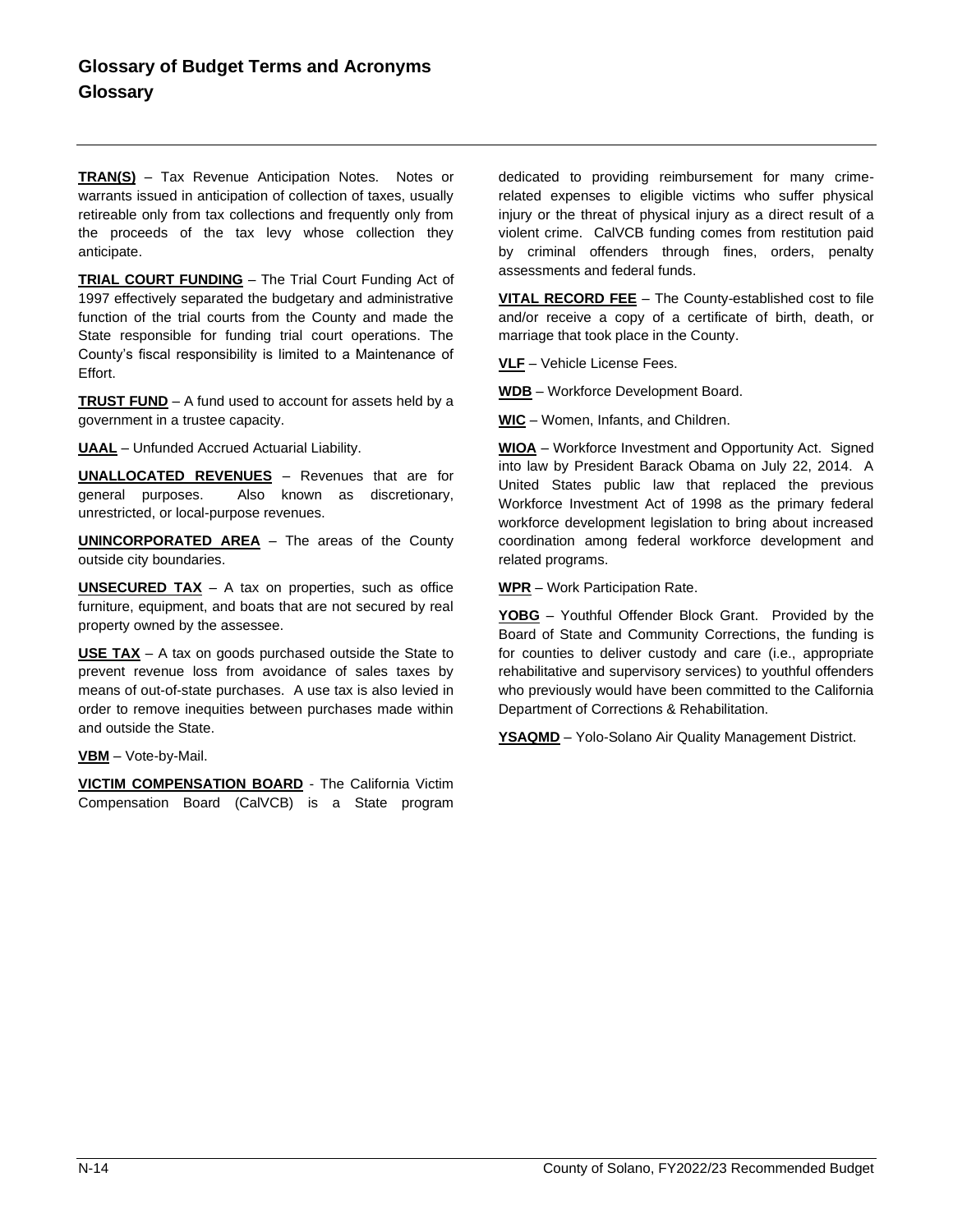# Glossary of Budget Terms and Acronyms
## Glossary

**TRAN(S)** – Tax Revenue Anticipation Notes. Notes or warrants issued in anticipation of collection of taxes, usually retireable only from tax collections and frequently only from the proceeds of the tax levy whose collection they anticipate.

**TRIAL COURT FUNDING** – The Trial Court Funding Act of 1997 effectively separated the budgetary and administrative function of the trial courts from the County and made the State responsible for funding trial court operations. The County's fiscal responsibility is limited to a Maintenance of Effort.

**TRUST FUND** – A fund used to account for assets held by a government in a trustee capacity.

**UAAL** – Unfunded Accrued Actuarial Liability.

**UNALLOCATED REVENUES** – Revenues that are for general purposes. Also known as discretionary, unrestricted, or local-purpose revenues.

**UNINCORPORATED AREA** – The areas of the County outside city boundaries.

**UNSECURED TAX** – A tax on properties, such as office furniture, equipment, and boats that are not secured by real property owned by the assessee.

**USE TAX** – A tax on goods purchased outside the State to prevent revenue loss from avoidance of sales taxes by means of out-of-state purchases. A use tax is also levied in order to remove inequities between purchases made within and outside the State.

**VBM** – Vote-by-Mail.

**VICTIM COMPENSATION BOARD** - The California Victim Compensation Board (CalVCB) is a State program dedicated to providing reimbursement for many crime-related expenses to eligible victims who suffer physical injury or the threat of physical injury as a direct result of a violent crime. CalVCB funding comes from restitution paid by criminal offenders through fines, orders, penalty assessments and federal funds.

**VITAL RECORD FEE** – The County-established cost to file and/or receive a copy of a certificate of birth, death, or marriage that took place in the County.

**VLF** – Vehicle License Fees.

**WDB** – Workforce Development Board.

**WIC** – Women, Infants, and Children.

**WIOA** – Workforce Investment and Opportunity Act. Signed into law by President Barack Obama on July 22, 2014. A United States public law that replaced the previous Workforce Investment Act of 1998 as the primary federal workforce development legislation to bring about increased coordination among federal workforce development and related programs.

**WPR** – Work Participation Rate.

**YOBG** – Youthful Offender Block Grant. Provided by the Board of State and Community Corrections, the funding is for counties to deliver custody and care (i.e., appropriate rehabilitative and supervisory services) to youthful offenders who previously would have been committed to the California Department of Corrections & Rehabilitation.

**YSAQMD** – Yolo-Solano Air Quality Management District.